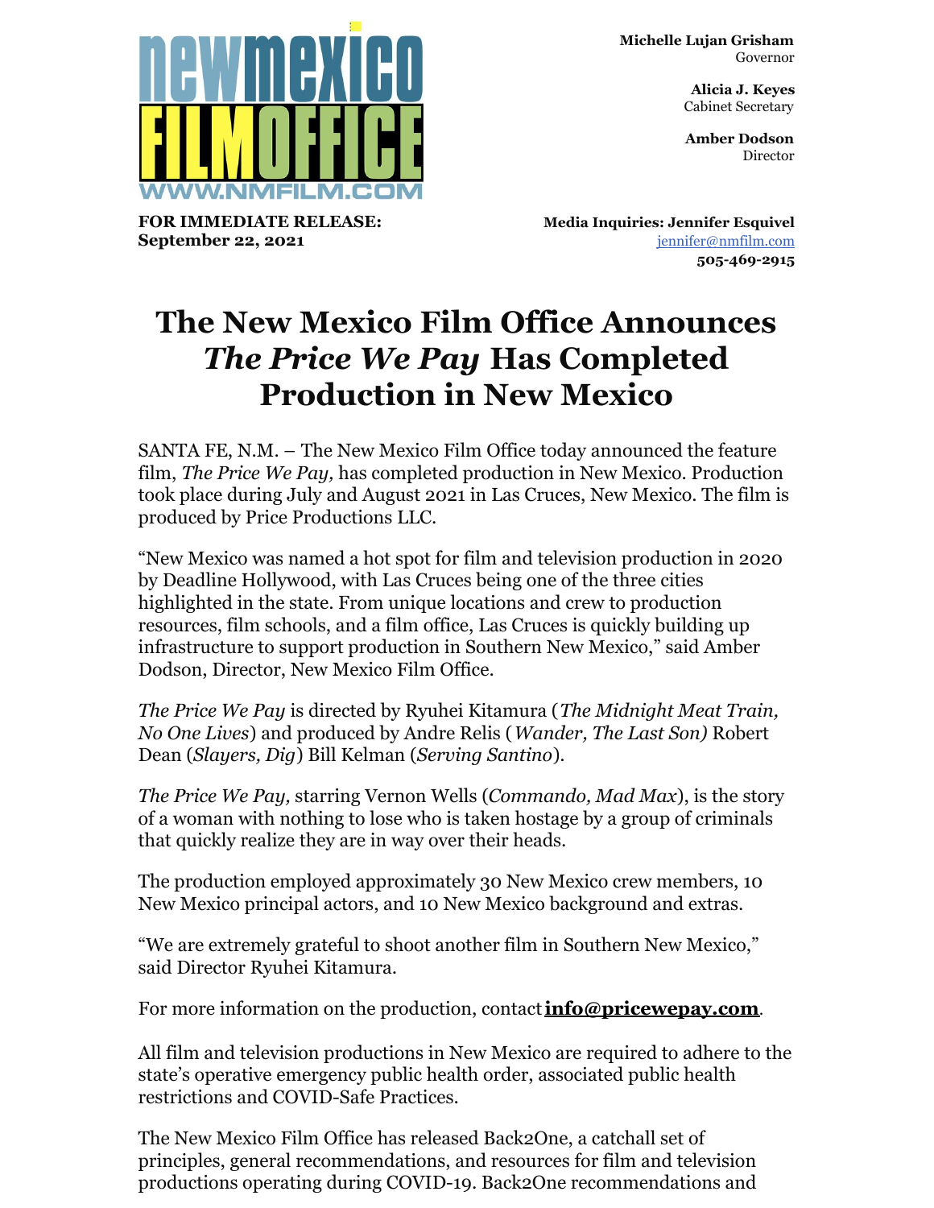**Michelle Lujan Grisham**
Governor

**Alicia J. Keyes**
Cabinet Secretary

**Amber Dodson**
Director

**FOR IMMEDIATE RELEASE:**
**September 22, 2021**

**Media Inquiries: Jennifer Esquivel**
jennifer@nmfilm.com
**505-469-2915**

# The New Mexico Film Office Announces *The Price We Pay* Has Completed Production in New Mexico

SANTA FE, N.M. – The New Mexico Film Office today announced the feature film, *The Price We Pay,* has completed production in New Mexico. Production took place during July and August 2021 in Las Cruces, New Mexico. The film is produced by Price Productions LLC.

"New Mexico was named a hot spot for film and television production in 2020 by Deadline Hollywood, with Las Cruces being one of the three cities highlighted in the state. From unique locations and crew to production resources, film schools, and a film office, Las Cruces is quickly building up infrastructure to support production in Southern New Mexico," said Amber Dodson, Director, New Mexico Film Office.

*The Price We Pay* is directed by Ryuhei Kitamura (*The Midnight Meat Train, No One Lives*) and produced by Andre Relis (*Wander, The Last Son)* Robert Dean (*Slayers, Dig*) Bill Kelman (*Serving Santino*).

*The Price We Pay,* starring Vernon Wells (*Commando, Mad Max*), is the story of a woman with nothing to lose who is taken hostage by a group of criminals that quickly realize they are in way over their heads.

The production employed approximately 30 New Mexico crew members, 10 New Mexico principal actors, and 10 New Mexico background and extras.

"We are extremely grateful to shoot another film in Southern New Mexico," said Director Ryuhei Kitamura.

For more information on the production, contact **info@pricewepay.com**.

All film and television productions in New Mexico are required to adhere to the state's operative emergency public health order, associated public health restrictions and COVID-Safe Practices.

The New Mexico Film Office has released Back2One, a catchall set of principles, general recommendations, and resources for film and television productions operating during COVID-19. Back2One recommendations and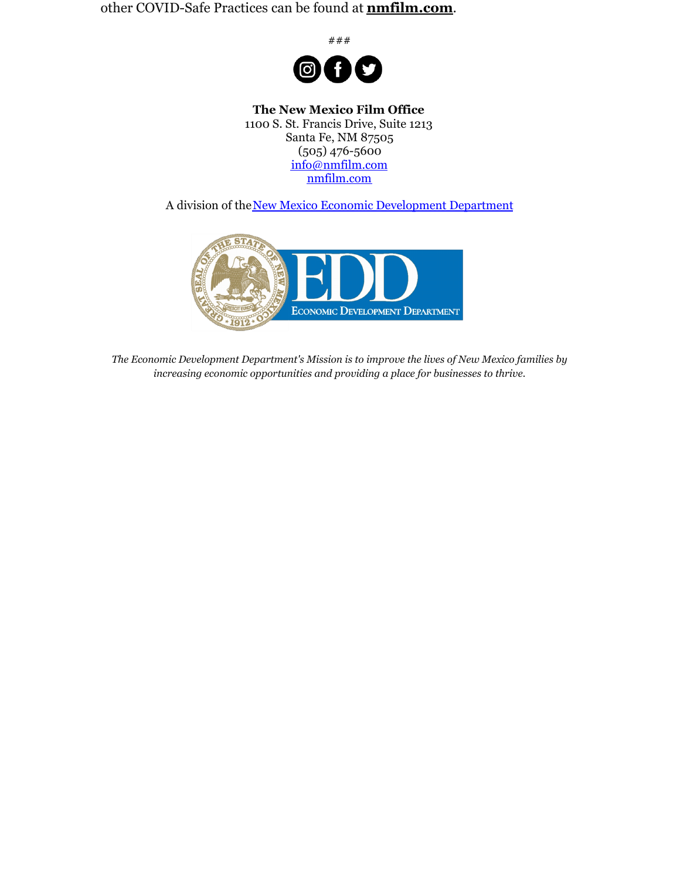other COVID-Safe Practices can be found at **nmfilm.com**.

###

**The New Mexico Film Office**
1100 S. St. Francis Drive, Suite 1213
Santa Fe, NM 87505
(505) 476-5600
info@nmfilm.com
nmfilm.com

A division of the New Mexico Economic Development Department

*The Economic Development Department's Mission is to improve the lives of New Mexico families by increasing economic opportunities and providing a place for businesses to thrive.*